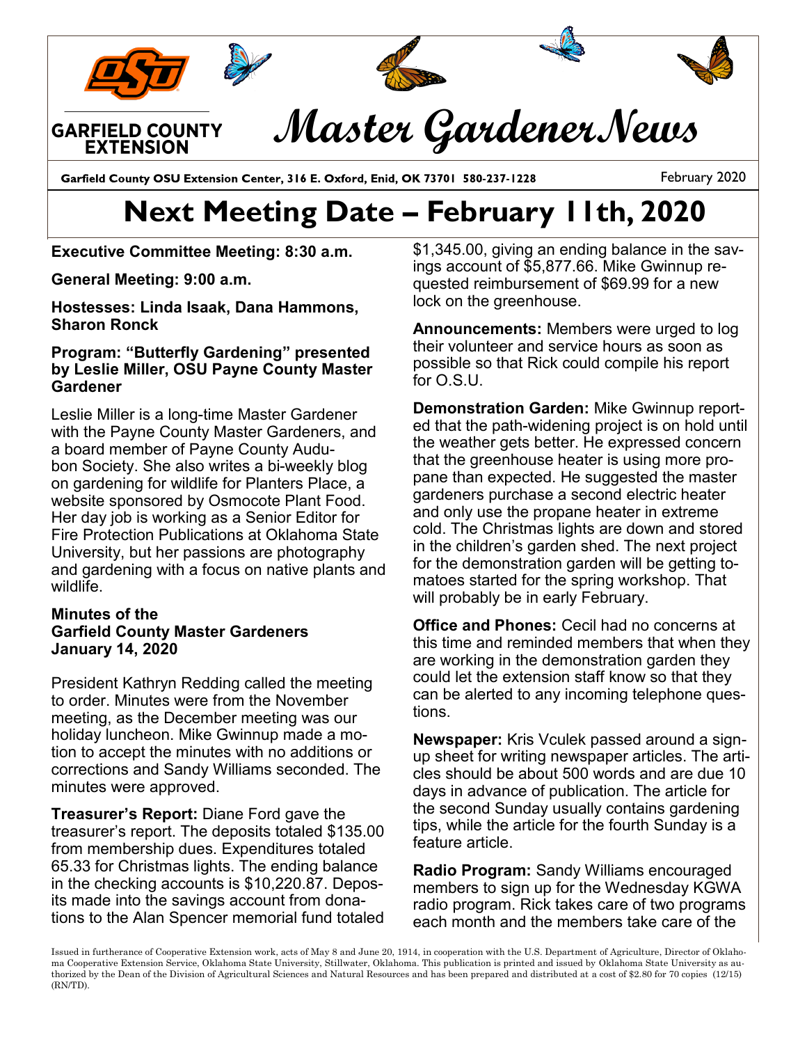GARFIELD COUNTY EXTENSION

# Master Gardener News

Garfield County OSU Extension Center, 316 E. Oxford, Enid, OK 73701 580-237-1228

February 2020

# Next Meeting Date – February 11th, 2020

**Executive Committee Meeting: 8:30 a.m.**

**General Meeting: 9:00 a.m.**

**Hostesses: Linda Isaak, Dana Hammons, Sharon Ronck**

**Program: "Butterfly Gardening" presented by Leslie Miller, OSU Payne County Master Gardener**

Leslie Miller is a long-time Master Gardener with the Payne County Master Gardeners, and a board member of Payne County Audubon Society. She also writes a bi-weekly blog on gardening for wildlife for Planters Place, a website sponsored by Osmocote Plant Food. Her day job is working as a Senior Editor for Fire Protection Publications at Oklahoma State University, but her passions are photography and gardening with a focus on native plants and wildlife.

### Minutes of the Garfield County Master Gardeners January 14, 2020

President Kathryn Redding called the meeting to order. Minutes were from the November meeting, as the December meeting was our holiday luncheon. Mike Gwinnup made a motion to accept the minutes with no additions or corrections and Sandy Williams seconded. The minutes were approved.

**Treasurer's Report:** Diane Ford gave the treasurer's report. The deposits totaled $135.00 from membership dues. Expenditures totaled 65.33 for Christmas lights. The ending balance in the checking accounts is $10,220.87. Deposits made into the savings account from donations to the Alan Spencer memorial fund totaled $1,345.00, giving an ending balance in the savings account of $5,877.66. Mike Gwinnup requested reimbursement of $69.99 for a new lock on the greenhouse.

**Announcements:** Members were urged to log their volunteer and service hours as soon as possible so that Rick could compile his report for O.S.U.

**Demonstration Garden:** Mike Gwinnup reported that the path-widening project is on hold until the weather gets better. He expressed concern that the greenhouse heater is using more propane than expected. He suggested the master gardeners purchase a second electric heater and only use the propane heater in extreme cold. The Christmas lights are down and stored in the children's garden shed. The next project for the demonstration garden will be getting tomatoes started for the spring workshop. That will probably be in early February.

**Office and Phones:** Cecil had no concerns at this time and reminded members that when they are working in the demonstration garden they could let the extension staff know so that they can be alerted to any incoming telephone questions.

**Newspaper:** Kris Vculek passed around a sign-up sheet for writing newspaper articles. The articles should be about 500 words and are due 10 days in advance of publication. The article for the second Sunday usually contains gardening tips, while the article for the fourth Sunday is a feature article.

**Radio Program:** Sandy Williams encouraged members to sign up for the Wednesday KGWA radio program. Rick takes care of two programs each month and the members take care of the

Issued in furtherance of Cooperative Extension work, acts of May 8 and June 20, 1914, in cooperation with the U.S. Department of Agriculture, Director of Oklahoma Cooperative Extension Service, Oklahoma State University, Stillwater, Oklahoma. This publication is printed and issued by Oklahoma State University as authorized by the Dean of the Division of Agricultural Sciences and Natural Resources and has been prepared and distributed at a cost of $2.80 for 70 copies (12/15) (RN/TD).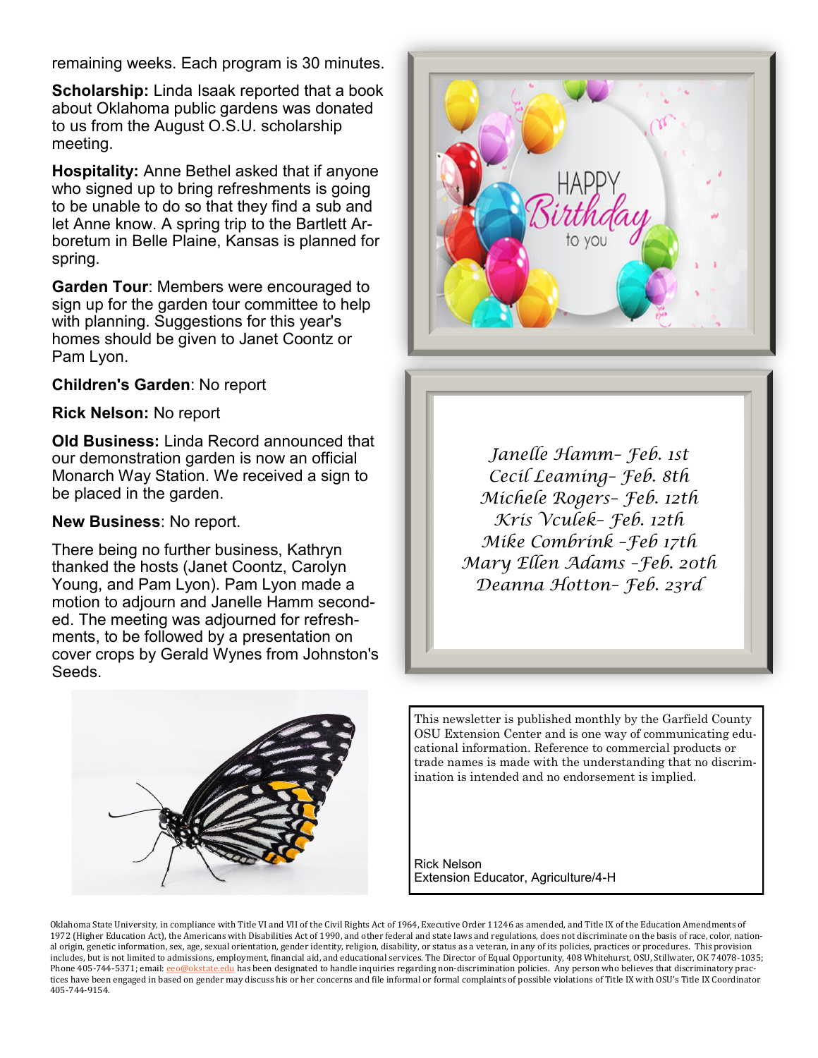remaining weeks. Each program is 30 minutes.

**Scholarship:** Linda Isaak reported that a book about Oklahoma public gardens was donated to us from the August O.S.U. scholarship meeting.

**Hospitality:** Anne Bethel asked that if anyone who signed up to bring refreshments is going to be unable to do so that they find a sub and let Anne know. A spring trip to the Bartlett Arboretum in Belle Plaine, Kansas is planned for spring.

**Garden Tour**: Members were encouraged to sign up for the garden tour committee to help with planning. Suggestions for this year's homes should be given to Janet Coontz or Pam Lyon.

**Children's Garden**: No report

**Rick Nelson:** No report

**Old Business:** Linda Record announced that our demonstration garden is now an official Monarch Way Station. We received a sign to be placed in the garden.

**New Business**: No report.

There being no further business, Kathryn thanked the hosts (Janet Coontz, Carolyn Young, and Pam Lyon). Pam Lyon made a motion to adjourn and Janelle Hamm seconded. The meeting was adjourned for refreshments, to be followed by a presentation on cover crops by Gerald Wynes from Johnston's Seeds.

HAPPY Birthday to you

*Janelle Hamm- Feb. 1st*
*Cecil Leaming- Feb. 8th*
*Michele Rogers- Feb. 12th*
*Kris Vculek- Feb. 12th*
*Mike Combrink –Feb 17th*
*Mary Ellen Adams –Feb. 20th*
*Deanna Hotton- Feb. 23rd*

This newsletter is published monthly by the Garfield County OSU Extension Center and is one way of communicating educational information. Reference to commercial products or trade names is made with the understanding that no discrimination is intended and no endorsement is implied.

Rick Nelson
Extension Educator, Agriculture/4-H

Oklahoma State University, in compliance with Title VI and VII of the Civil Rights Act of 1964, Executive Order 11246 as amended, and Title IX of the Education Amendments of 1972 (Higher Education Act), the Americans with Disabilities Act of 1990, and other federal and state laws and regulations, does not discriminate on the basis of race, color, national origin, genetic information, sex, age, sexual orientation, gender identity, religion, disability, or status as a veteran, in any of its policies, practices or procedures. This provision includes, but is not limited to admissions, employment, financial aid, and educational services. The Director of Equal Opportunity, 408 Whitehurst, OSU, Stillwater, OK 74078-1035; Phone 405-744-5371; email: eeo@okstate.edu has been designated to handle inquiries regarding non-discrimination policies. Any person who believes that discriminatory practices have been engaged in based on gender may discuss his or her concerns and file informal or formal complaints of possible violations of Title IX with OSU's Title IX Coordinator 405-744-9154.